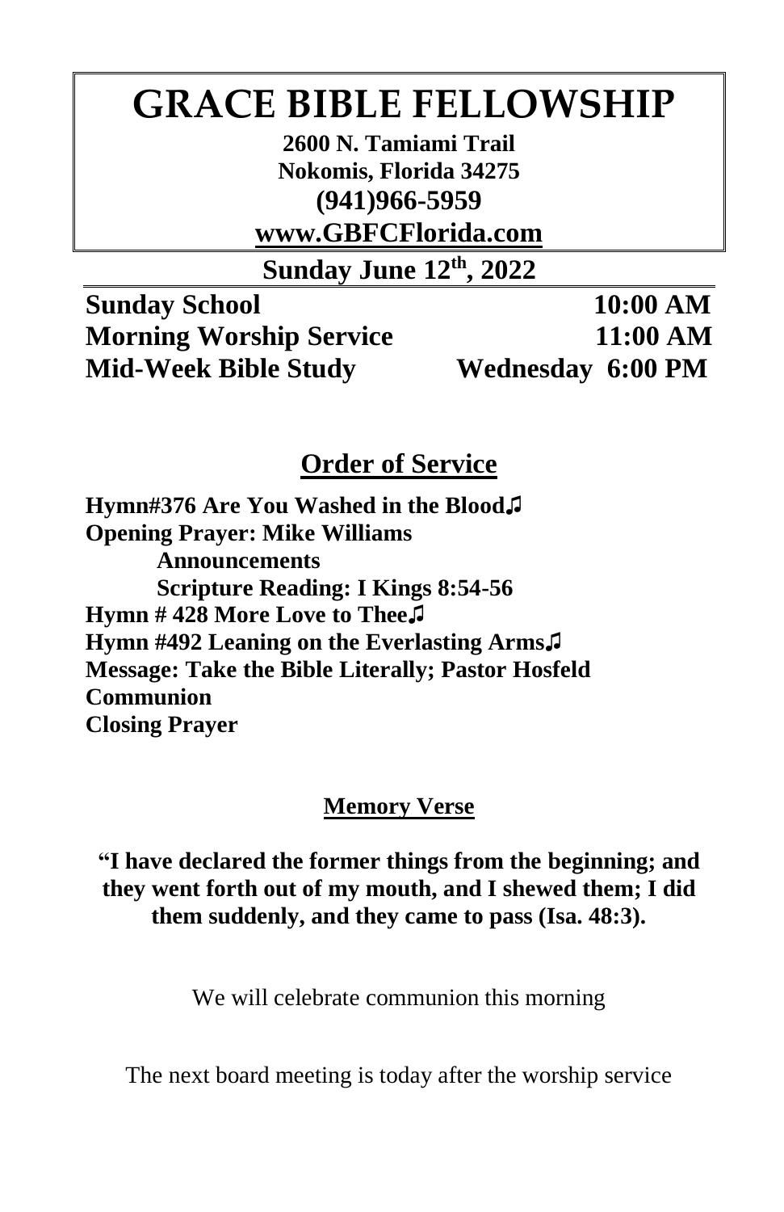# GRACE BIBLE FELLOWSHIP

**2600 N. Tamiami Trail**
**Nokomis, Florida 34275**
**(941)966-5959**
**www.GBFCFlorida.com**

## Sunday June 12th, 2022

| | |
|---|---|
| **Sunday School** | **10:00 AM** |
| **Morning Worship Service** | **11:00 AM** |
| **Mid-Week Bible Study** | **Wednesday 6:00 PM** |

## Order of Service

**Hymn#376 Are You Washed in the Blood♫**
**Opening Prayer: Mike Williams**
**Announcements**
**Scripture Reading: I Kings 8:54-56**
**Hymn # 428 More Love to Thee♫**
**Hymn #492 Leaning on the Everlasting Arms♫**
**Message: Take the Bible Literally; Pastor Hosfeld**
**Communion**
**Closing Prayer**

### Memory Verse

**"I have declared the former things from the beginning; and they went forth out of my mouth, and I shewed them; I did them suddenly, and they came to pass (Isa. 48:3).**

We will celebrate communion this morning

The next board meeting is today after the worship service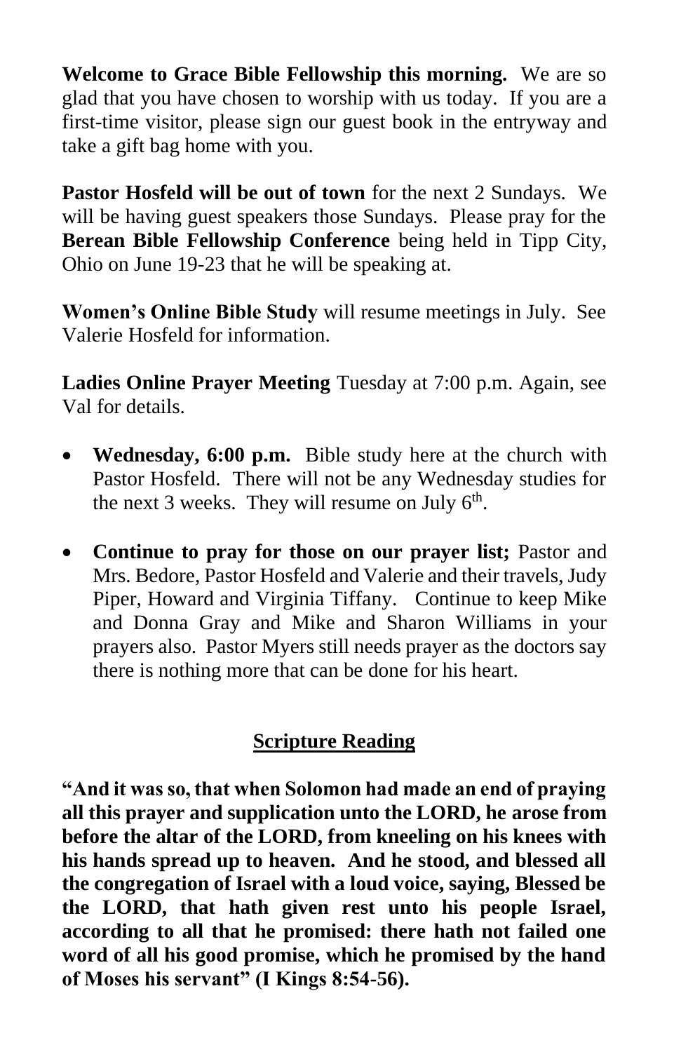**Welcome to Grace Bible Fellowship this morning.** We are so glad that you have chosen to worship with us today. If you are a first-time visitor, please sign our guest book in the entryway and take a gift bag home with you.

**Pastor Hosfeld will be out of town** for the next 2 Sundays. We will be having guest speakers those Sundays. Please pray for the **Berean Bible Fellowship Conference** being held in Tipp City, Ohio on June 19-23 that he will be speaking at.

**Women's Online Bible Study** will resume meetings in July. See Valerie Hosfeld for information.

**Ladies Online Prayer Meeting** Tuesday at 7:00 p.m. Again, see Val for details.

- **Wednesday, 6:00 p.m.** Bible study here at the church with Pastor Hosfeld. There will not be any Wednesday studies for the next 3 weeks. They will resume on July 6th.
- **Continue to pray for those on our prayer list;** Pastor and Mrs. Bedore, Pastor Hosfeld and Valerie and their travels, Judy Piper, Howard and Virginia Tiffany. Continue to keep Mike and Donna Gray and Mike and Sharon Williams in your prayers also. Pastor Myers still needs prayer as the doctors say there is nothing more that can be done for his heart.

## Scripture Reading

**"And it was so, that when Solomon had made an end of praying all this prayer and supplication unto the LORD, he arose from before the altar of the LORD, from kneeling on his knees with his hands spread up to heaven. And he stood, and blessed all the congregation of Israel with a loud voice, saying, Blessed be the LORD, that hath given rest unto his people Israel, according to all that he promised: there hath not failed one word of all his good promise, which he promised by the hand of Moses his servant" (I Kings 8:54-56).**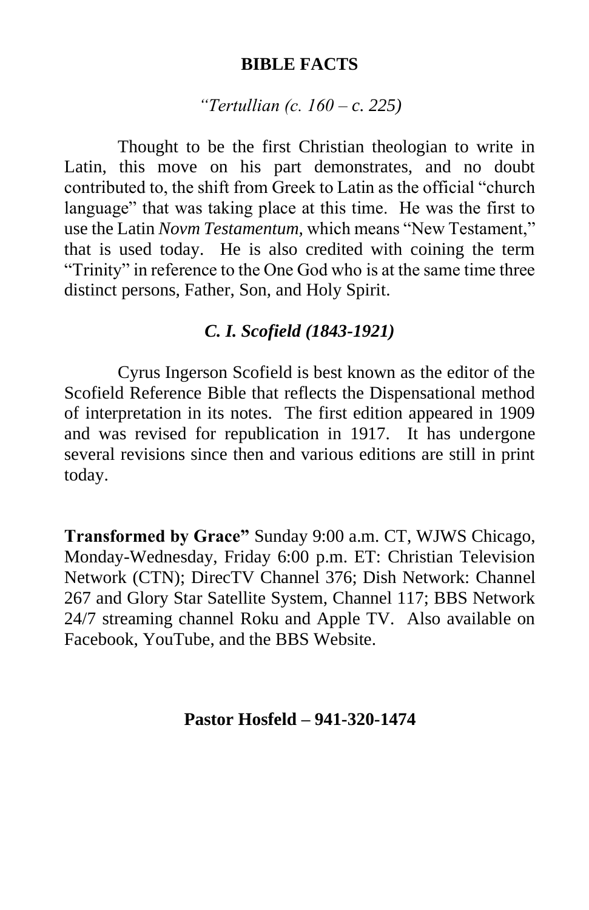**BIBLE FACTS**

*"Tertullian (c. 160 – c. 225)*

Thought to be the first Christian theologian to write in Latin, this move on his part demonstrates, and no doubt contributed to, the shift from Greek to Latin as the official "church language" that was taking place at this time. He was the first to use the Latin *Novm Testamentum,* which means "New Testament," that is used today. He is also credited with coining the term "Trinity" in reference to the One God who is at the same time three distinct persons, Father, Son, and Holy Spirit.

***C. I. Scofield (1843-1921)***

Cyrus Ingerson Scofield is best known as the editor of the Scofield Reference Bible that reflects the Dispensational method of interpretation in its notes. The first edition appeared in 1909 and was revised for republication in 1917. It has undergone several revisions since then and various editions are still in print today.

**Transformed by Grace"** Sunday 9:00 a.m. CT, WJWS Chicago, Monday-Wednesday, Friday 6:00 p.m. ET: Christian Television Network (CTN); DirecTV Channel 376; Dish Network: Channel 267 and Glory Star Satellite System, Channel 117; BBS Network 24/7 streaming channel Roku and Apple TV. Also available on Facebook, YouTube, and the BBS Website.

**Pastor Hosfeld – 941-320-1474**